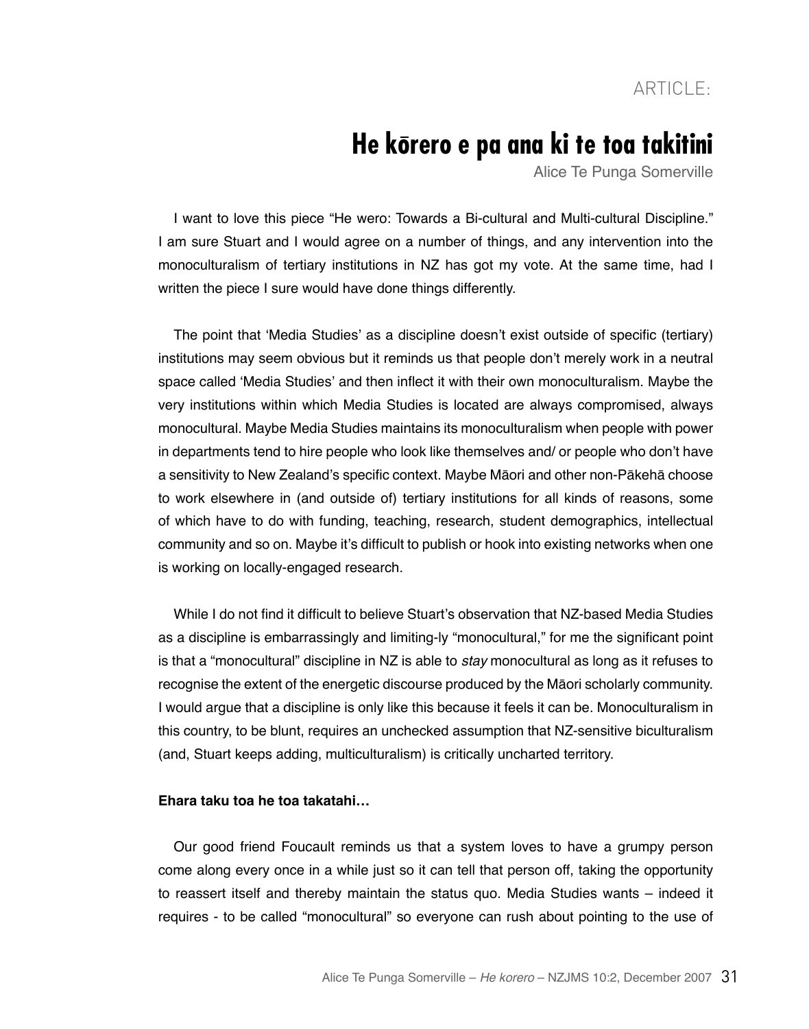ARTICLE:

# He kōrero e pa ana ki te toa takitini

Alice Te Punga Somerville

I want to love this piece "He wero: Towards a Bi-cultural and Multi-cultural Discipline." I am sure Stuart and I would agree on a number of things, and any intervention into the monoculturalism of tertiary institutions in NZ has got my vote. At the same time, had I written the piece I sure would have done things differently.

The point that 'Media Studies' as a discipline doesn't exist outside of specific (tertiary) institutions may seem obvious but it reminds us that people don't merely work in a neutral space called 'Media Studies' and then inflect it with their own monoculturalism. Maybe the very institutions within which Media Studies is located are always compromised, always monocultural. Maybe Media Studies maintains its monoculturalism when people with power in departments tend to hire people who look like themselves and/ or people who don't have a sensitivity to New Zealand's specific context. Maybe Māori and other non-Pākehā choose to work elsewhere in (and outside of) tertiary institutions for all kinds of reasons, some of which have to do with funding, teaching, research, student demographics, intellectual community and so on. Maybe it's difficult to publish or hook into existing networks when one is working on locally-engaged research.

While I do not find it difficult to believe Stuart's observation that NZ-based Media Studies as a discipline is embarrassingly and limiting-ly "monocultural," for me the significant point is that a "monocultural" discipline in NZ is able to *stay* monocultural as long as it refuses to recognise the extent of the energetic discourse produced by the Māori scholarly community. I would argue that a discipline is only like this because it feels it can be. Monoculturalism in this country, to be blunt, requires an unchecked assumption that NZ-sensitive biculturalism (and, Stuart keeps adding, multiculturalism) is critically uncharted territory.

**Ehara taku toa he toa takatahi…**

Our good friend Foucault reminds us that a system loves to have a grumpy person come along every once in a while just so it can tell that person off, taking the opportunity to reassert itself and thereby maintain the status quo. Media Studies wants – indeed it requires - to be called "monocultural" so everyone can rush about pointing to the use of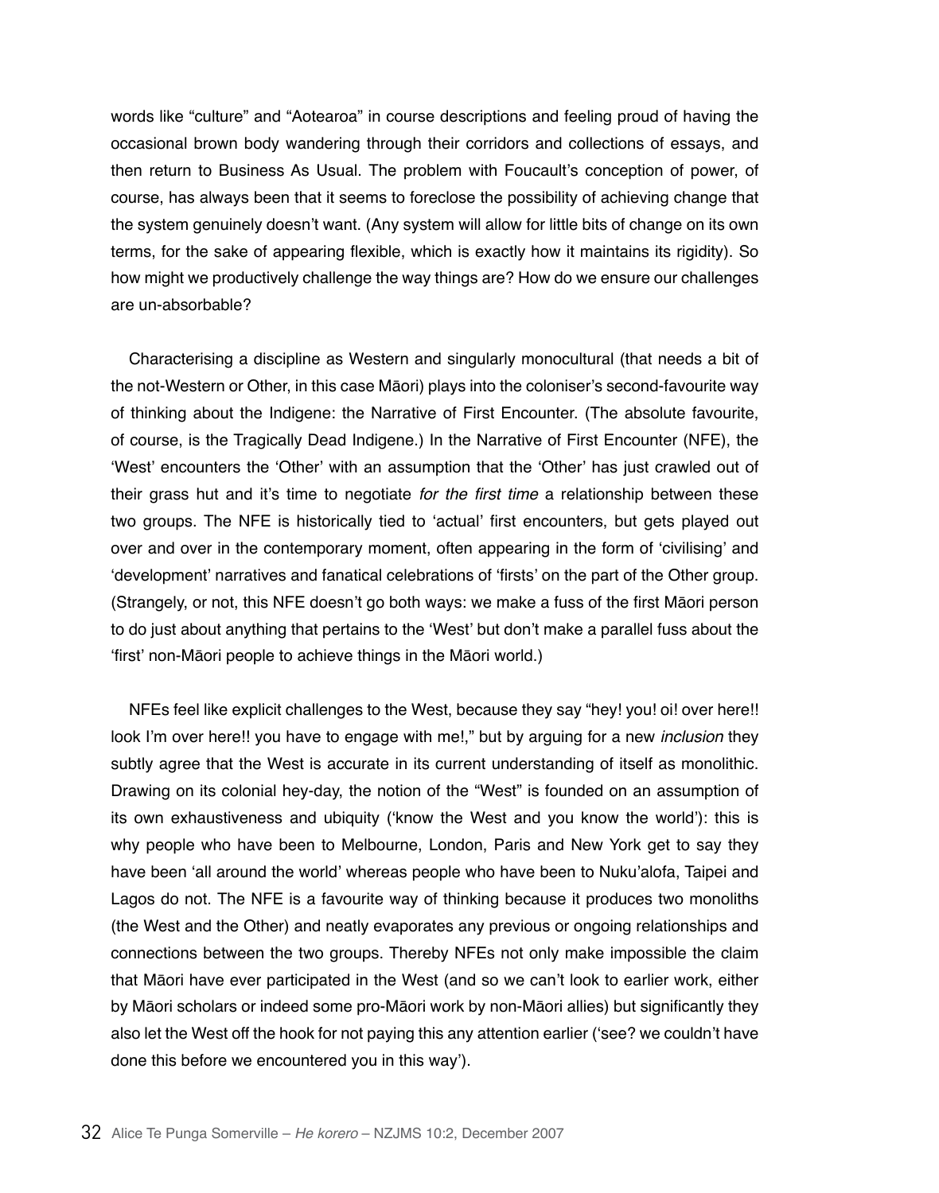words like "culture" and "Aotearoa" in course descriptions and feeling proud of having the occasional brown body wandering through their corridors and collections of essays, and then return to Business As Usual. The problem with Foucault's conception of power, of course, has always been that it seems to foreclose the possibility of achieving change that the system genuinely doesn't want. (Any system will allow for little bits of change on its own terms, for the sake of appearing flexible, which is exactly how it maintains its rigidity). So how might we productively challenge the way things are? How do we ensure our challenges are un-absorbable?

Characterising a discipline as Western and singularly monocultural (that needs a bit of the not-Western or Other, in this case Māori) plays into the coloniser's second-favourite way of thinking about the Indigene: the Narrative of First Encounter. (The absolute favourite, of course, is the Tragically Dead Indigene.) In the Narrative of First Encounter (NFE), the 'West' encounters the 'Other' with an assumption that the 'Other' has just crawled out of their grass hut and it's time to negotiate *for the first time* a relationship between these two groups. The NFE is historically tied to 'actual' first encounters, but gets played out over and over in the contemporary moment, often appearing in the form of 'civilising' and 'development' narratives and fanatical celebrations of 'firsts' on the part of the Other group. (Strangely, or not, this NFE doesn't go both ways: we make a fuss of the first Māori person to do just about anything that pertains to the 'West' but don't make a parallel fuss about the 'first' non-Māori people to achieve things in the Māori world.)

NFEs feel like explicit challenges to the West, because they say "hey! you! oi! over here!! look I'm over here!! you have to engage with me!," but by arguing for a new *inclusion* they subtly agree that the West is accurate in its current understanding of itself as monolithic. Drawing on its colonial hey-day, the notion of the "West" is founded on an assumption of its own exhaustiveness and ubiquity ('know the West and you know the world'): this is why people who have been to Melbourne, London, Paris and New York get to say they have been 'all around the world' whereas people who have been to Nuku'alofa, Taipei and Lagos do not. The NFE is a favourite way of thinking because it produces two monoliths (the West and the Other) and neatly evaporates any previous or ongoing relationships and connections between the two groups. Thereby NFEs not only make impossible the claim that Māori have ever participated in the West (and so we can't look to earlier work, either by Māori scholars or indeed some pro-Māori work by non-Māori allies) but significantly they also let the West off the hook for not paying this any attention earlier ('see? we couldn't have done this before we encountered you in this way').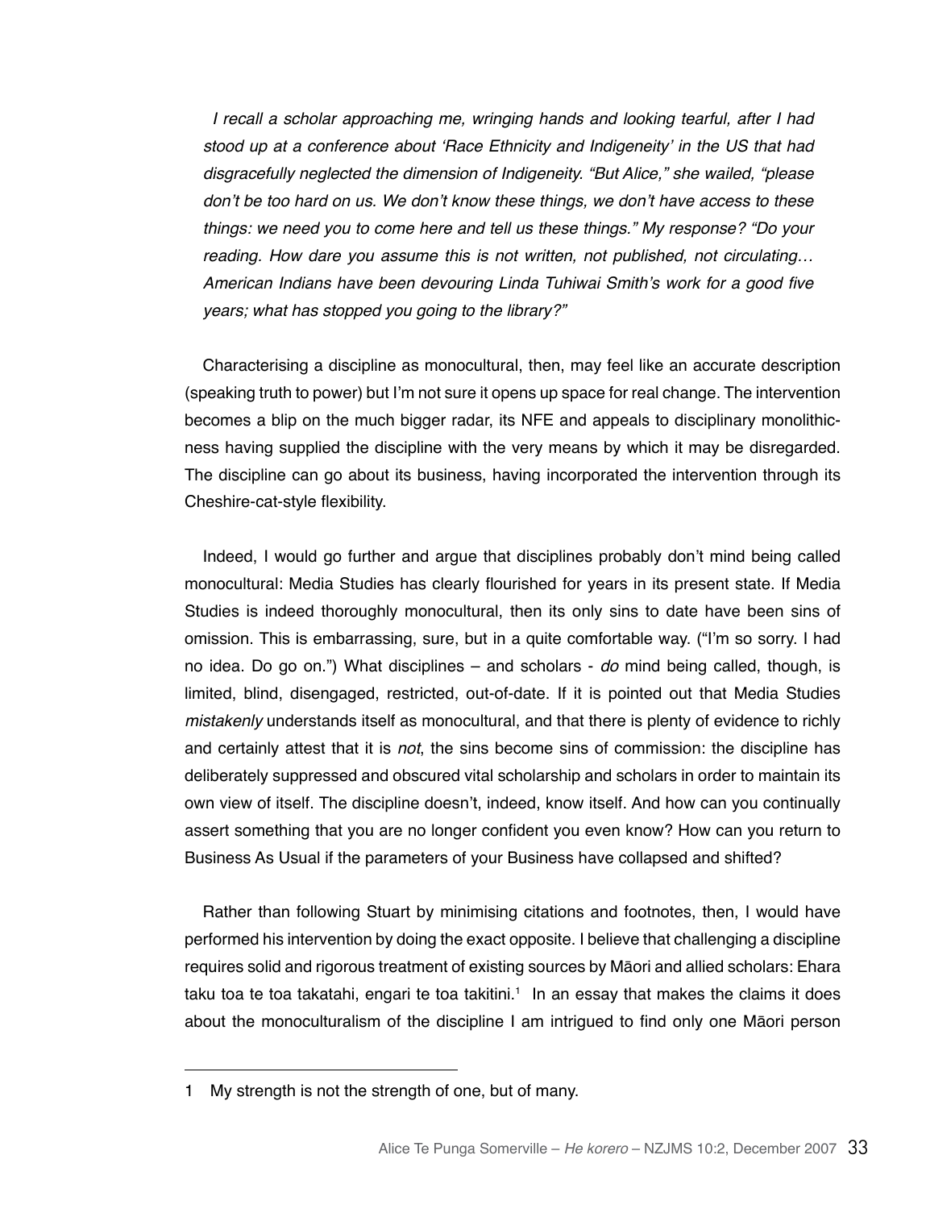*I recall a scholar approaching me, wringing hands and looking tearful, after I had stood up at a conference about 'Race Ethnicity and Indigeneity' in the US that had disgracefully neglected the dimension of Indigeneity. "But Alice," she wailed, "please don't be too hard on us. We don't know these things, we don't have access to these things: we need you to come here and tell us these things." My response? "Do your reading. How dare you assume this is not written, not published, not circulating… American Indians have been devouring Linda Tuhiwai Smith's work for a good five years; what has stopped you going to the library?"*

Characterising a discipline as monocultural, then, may feel like an accurate description (speaking truth to power) but I'm not sure it opens up space for real change. The intervention becomes a blip on the much bigger radar, its NFE and appeals to disciplinary monolithicness having supplied the discipline with the very means by which it may be disregarded. The discipline can go about its business, having incorporated the intervention through its Cheshire-cat-style flexibility.

Indeed, I would go further and argue that disciplines probably don't mind being called monocultural: Media Studies has clearly flourished for years in its present state. If Media Studies is indeed thoroughly monocultural, then its only sins to date have been sins of omission. This is embarrassing, sure, but in a quite comfortable way. ("I'm so sorry. I had no idea. Do go on.") What disciplines – and scholars - *do* mind being called, though, is limited, blind, disengaged, restricted, out-of-date. If it is pointed out that Media Studies *mistakenly* understands itself as monocultural, and that there is plenty of evidence to richly and certainly attest that it is *not*, the sins become sins of commission: the discipline has deliberately suppressed and obscured vital scholarship and scholars in order to maintain its own view of itself. The discipline doesn't, indeed, know itself. And how can you continually assert something that you are no longer confident you even know? How can you return to Business As Usual if the parameters of your Business have collapsed and shifted?

Rather than following Stuart by minimising citations and footnotes, then, I would have performed his intervention by doing the exact opposite. I believe that challenging a discipline requires solid and rigorous treatment of existing sources by Māori and allied scholars: Ehara taku toa te toa takatahi, engari te toa takitini.[1] In an essay that makes the claims it does about the monoculturalism of the discipline I am intrigued to find only one Māori person

---

1 My strength is not the strength of one, but of many.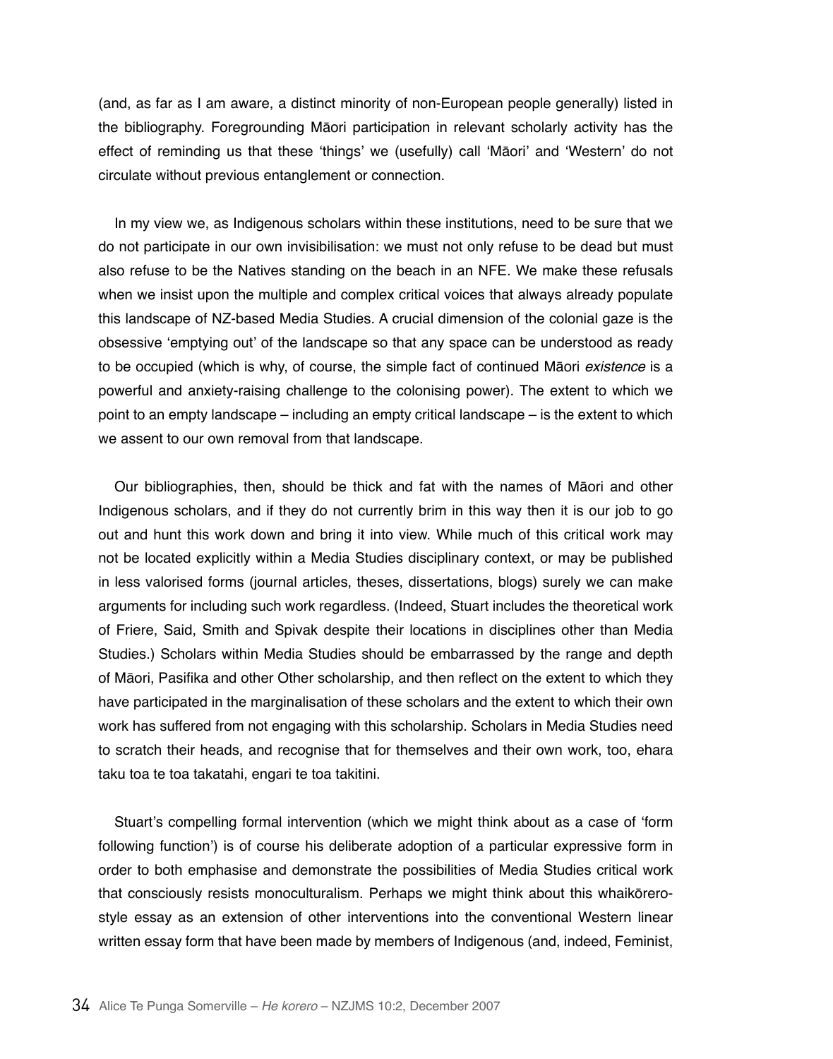(and, as far as I am aware, a distinct minority of non-European people generally) listed in the bibliography. Foregrounding Māori participation in relevant scholarly activity has the effect of reminding us that these 'things' we (usefully) call 'Māori' and 'Western' do not circulate without previous entanglement or connection.

In my view we, as Indigenous scholars within these institutions, need to be sure that we do not participate in our own invisibilisation: we must not only refuse to be dead but must also refuse to be the Natives standing on the beach in an NFE. We make these refusals when we insist upon the multiple and complex critical voices that always already populate this landscape of NZ-based Media Studies. A crucial dimension of the colonial gaze is the obsessive 'emptying out' of the landscape so that any space can be understood as ready to be occupied (which is why, of course, the simple fact of continued Māori *existence* is a powerful and anxiety-raising challenge to the colonising power). The extent to which we point to an empty landscape – including an empty critical landscape – is the extent to which we assent to our own removal from that landscape.

Our bibliographies, then, should be thick and fat with the names of Māori and other Indigenous scholars, and if they do not currently brim in this way then it is our job to go out and hunt this work down and bring it into view. While much of this critical work may not be located explicitly within a Media Studies disciplinary context, or may be published in less valorised forms (journal articles, theses, dissertations, blogs) surely we can make arguments for including such work regardless. (Indeed, Stuart includes the theoretical work of Friere, Said, Smith and Spivak despite their locations in disciplines other than Media Studies.) Scholars within Media Studies should be embarrassed by the range and depth of Māori, Pasifika and other Other scholarship, and then reflect on the extent to which they have participated in the marginalisation of these scholars and the extent to which their own work has suffered from not engaging with this scholarship. Scholars in Media Studies need to scratch their heads, and recognise that for themselves and their own work, too, ehara taku toa te toa takatahi, engari te toa takitini.

Stuart's compelling formal intervention (which we might think about as a case of 'form following function') is of course his deliberate adoption of a particular expressive form in order to both emphasise and demonstrate the possibilities of Media Studies critical work that consciously resists monoculturalism. Perhaps we might think about this whaikōrero-style essay as an extension of other interventions into the conventional Western linear written essay form that have been made by members of Indigenous (and, indeed, Feminist,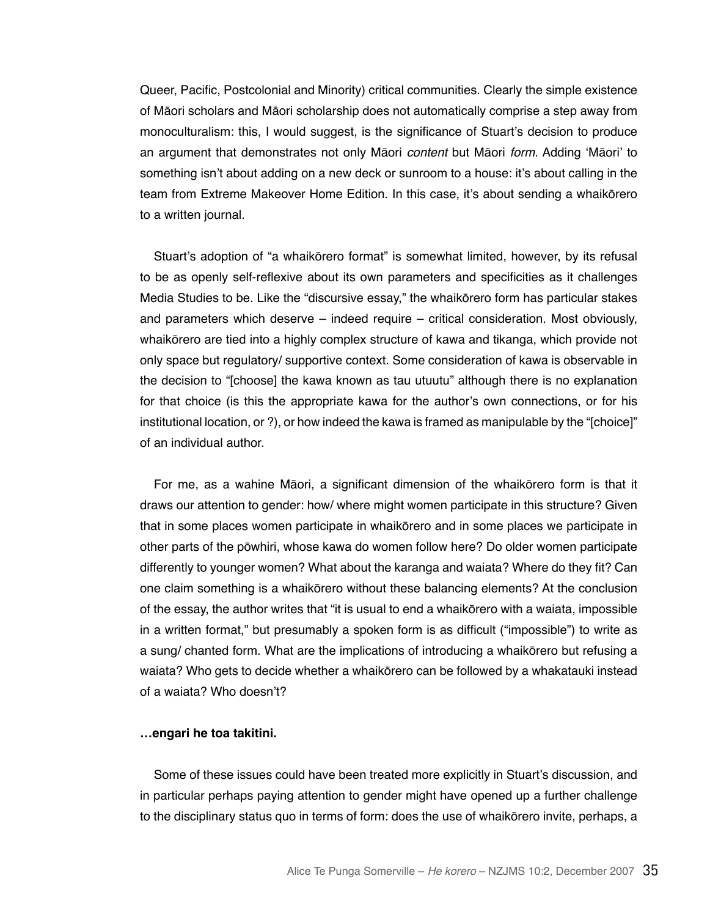Queer, Pacific, Postcolonial and Minority) critical communities. Clearly the simple existence of Māori scholars and Māori scholarship does not automatically comprise a step away from monoculturalism: this, I would suggest, is the significance of Stuart's decision to produce an argument that demonstrates not only Māori *content* but Māori *form*. Adding 'Māori' to something isn't about adding on a new deck or sunroom to a house: it's about calling in the team from Extreme Makeover Home Edition. In this case, it's about sending a whaikōrero to a written journal.

Stuart's adoption of "a whaikōrero format" is somewhat limited, however, by its refusal to be as openly self-reflexive about its own parameters and specificities as it challenges Media Studies to be. Like the "discursive essay," the whaikōrero form has particular stakes and parameters which deserve – indeed require – critical consideration. Most obviously, whaikōrero are tied into a highly complex structure of kawa and tikanga, which provide not only space but regulatory/ supportive context. Some consideration of kawa is observable in the decision to "[choose] the kawa known as tau utuutu" although there is no explanation for that choice (is this the appropriate kawa for the author's own connections, or for his institutional location, or ?), or how indeed the kawa is framed as manipulable by the "[choice]" of an individual author.

For me, as a wahine Māori, a significant dimension of the whaikōrero form is that it draws our attention to gender: how/ where might women participate in this structure? Given that in some places women participate in whaikōrero and in some places we participate in other parts of the pōwhiri, whose kawa do women follow here? Do older women participate differently to younger women? What about the karanga and waiata? Where do they fit? Can one claim something is a whaikōrero without these balancing elements? At the conclusion of the essay, the author writes that "it is usual to end a whaikōrero with a waiata, impossible in a written format," but presumably a spoken form is as difficult ("impossible") to write as a sung/ chanted form. What are the implications of introducing a whaikōrero but refusing a waiata? Who gets to decide whether a whaikōrero can be followed by a whakatauki instead of a waiata? Who doesn't?

**…engari he toa takitini.**

Some of these issues could have been treated more explicitly in Stuart's discussion, and in particular perhaps paying attention to gender might have opened up a further challenge to the disciplinary status quo in terms of form: does the use of whaikōrero invite, perhaps, a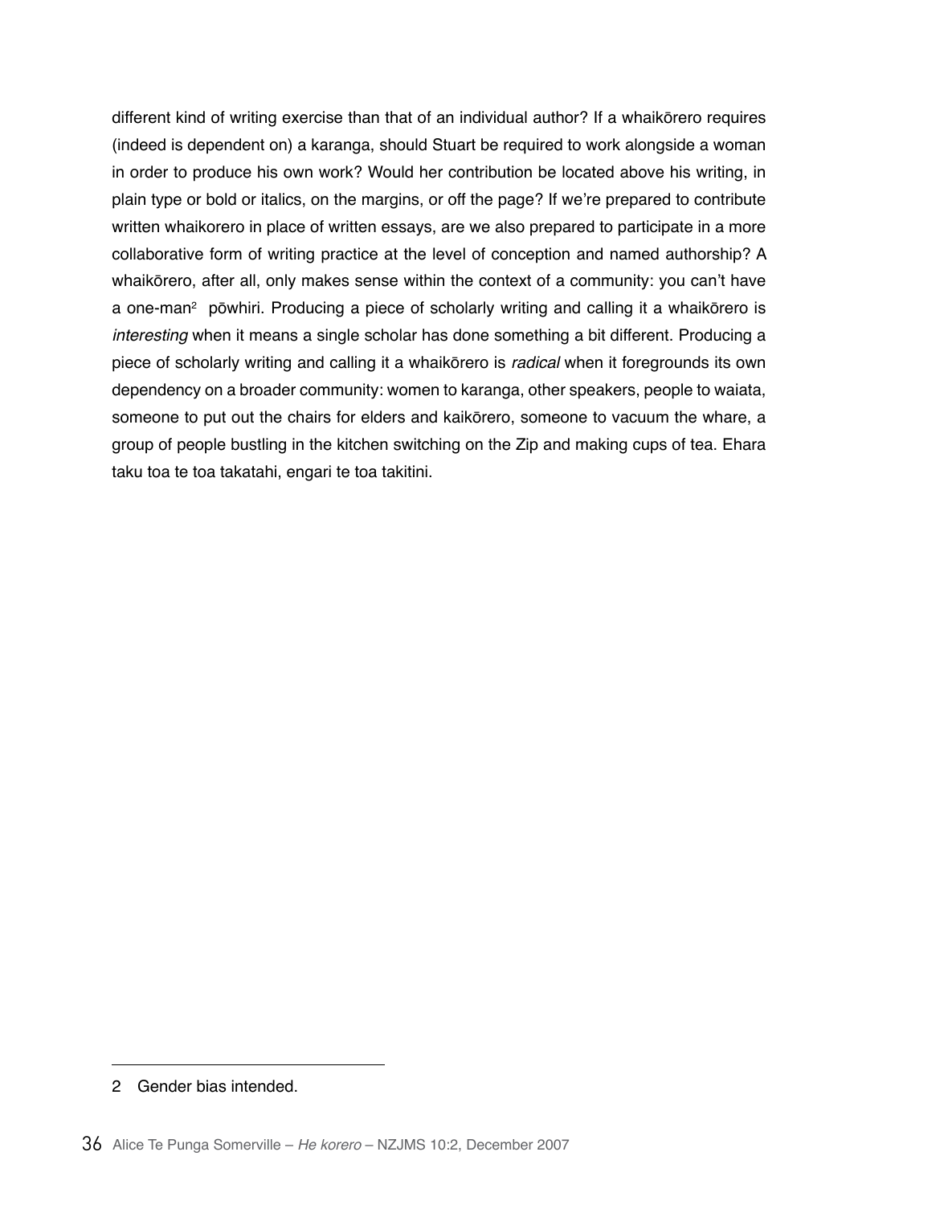different kind of writing exercise than that of an individual author? If a whaikōrero requires (indeed is dependent on) a karanga, should Stuart be required to work alongside a woman in order to produce his own work? Would her contribution be located above his writing, in plain type or bold or italics, on the margins, or off the page? If we're prepared to contribute written whaikorero in place of written essays, are we also prepared to participate in a more collaborative form of writing practice at the level of conception and named authorship? A whaikōrero, after all, only makes sense within the context of a community: you can't have a one-man[2] pōwhiri. Producing a piece of scholarly writing and calling it a whaikōrero is *interesting* when it means a single scholar has done something a bit different. Producing a piece of scholarly writing and calling it a whaikōrero is *radical* when it foregrounds its own dependency on a broader community: women to karanga, other speakers, people to waiata, someone to put out the chairs for elders and kaikōrero, someone to vacuum the whare, a group of people bustling in the kitchen switching on the Zip and making cups of tea. Ehara taku toa te toa takatahi, engari te toa takitini.

---

2 Gender bias intended.